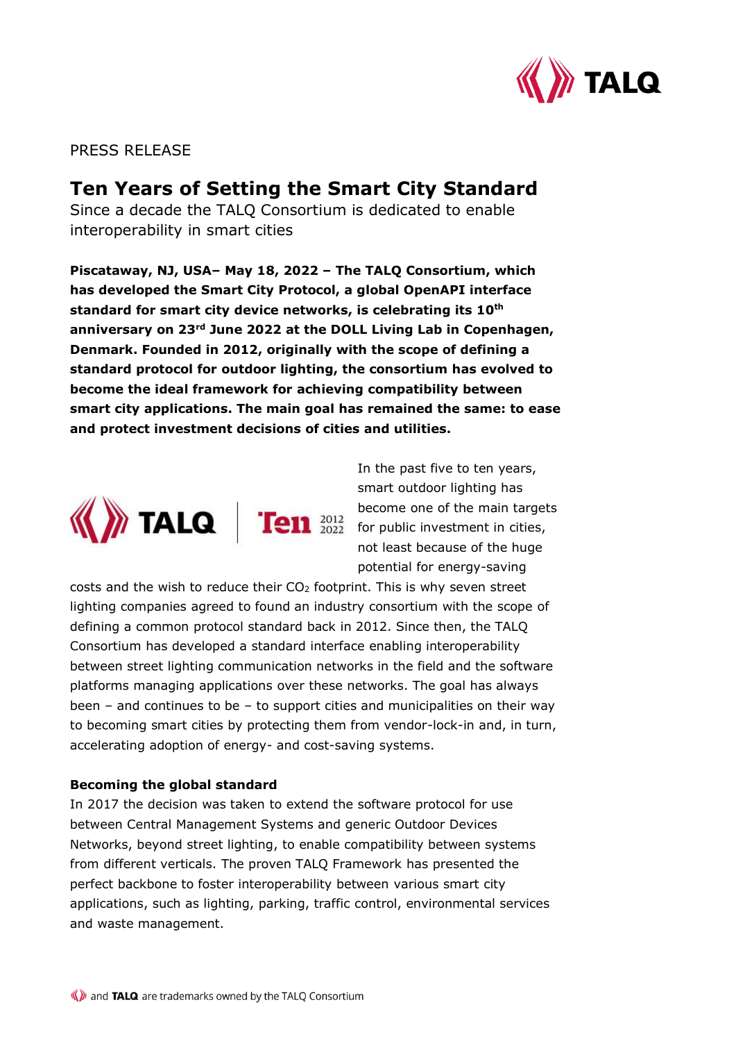PRESS RELEASE

# Ten Years of Setting the Smart City Standard

Since a decade the TALQ Consortium is dedicated to enable interoperability in smart cities

**Piscataway, NJ, USA– May 18, 2022 – The TALQ Consortium, which has developed the Smart City Protocol, a global OpenAPI interface standard for smart city device networks, is celebrating its 10th anniversary on 23rd June 2022 at the DOLL Living Lab in Copenhagen, Denmark. Founded in 2012, originally with the scope of defining a standard protocol for outdoor lighting, the consortium has evolved to become the ideal framework for achieving compatibility between smart city applications. The main goal has remained the same: to ease and protect investment decisions of cities and utilities.**

In the past five to ten years, smart outdoor lighting has become one of the main targets for public investment in cities, not least because of the huge potential for energy-saving costs and the wish to reduce their $CO_2$ footprint. This is why seven street lighting companies agreed to found an industry consortium with the scope of defining a common protocol standard back in 2012. Since then, the TALQ Consortium has developed a standard interface enabling interoperability between street lighting communication networks in the field and the software platforms managing applications over these networks. The goal has always been – and continues to be – to support cities and municipalities on their way to becoming smart cities by protecting them from vendor-lock-in and, in turn, accelerating adoption of energy- and cost-saving systems.

**Becoming the global standard**

In 2017 the decision was taken to extend the software protocol for use between Central Management Systems and generic Outdoor Devices Networks, beyond street lighting, to enable compatibility between systems from different verticals. The proven TALQ Framework has presented the perfect backbone to foster interoperability between various smart city applications, such as lighting, parking, traffic control, environmental services and waste management.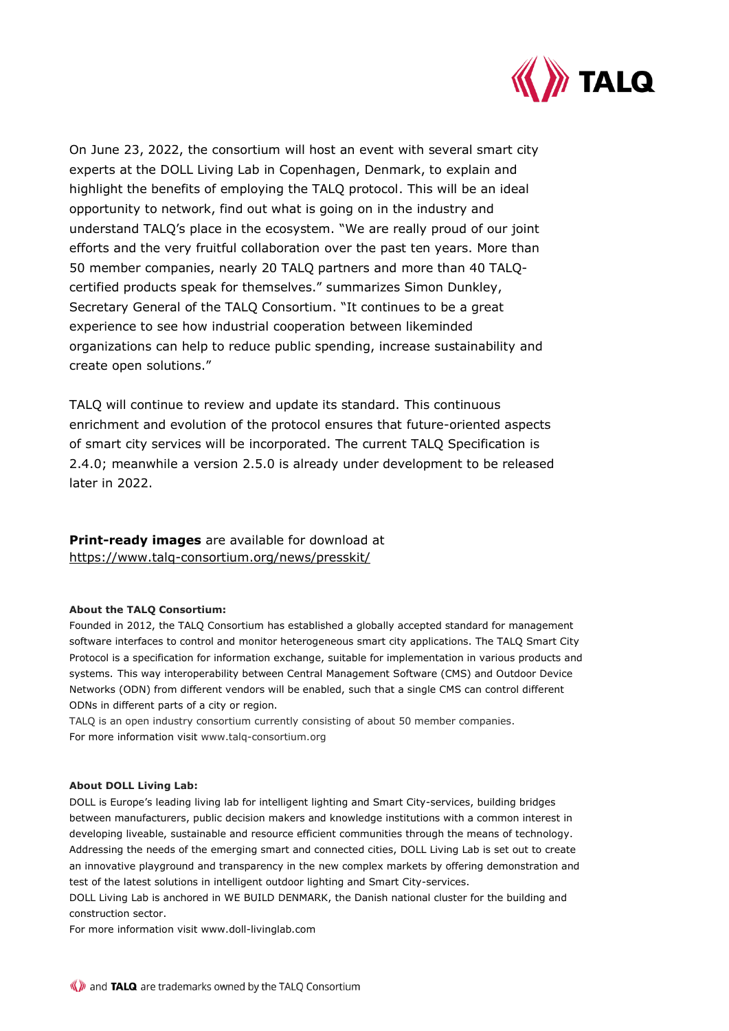On June 23, 2022, the consortium will host an event with several smart city experts at the DOLL Living Lab in Copenhagen, Denmark, to explain and highlight the benefits of employing the TALQ protocol. This will be an ideal opportunity to network, find out what is going on in the industry and understand TALQ's place in the ecosystem. "We are really proud of our joint efforts and the very fruitful collaboration over the past ten years. More than 50 member companies, nearly 20 TALQ partners and more than 40 TALQ-certified products speak for themselves." summarizes Simon Dunkley, Secretary General of the TALQ Consortium. "It continues to be a great experience to see how industrial cooperation between likeminded organizations can help to reduce public spending, increase sustainability and create open solutions."

TALQ will continue to review and update its standard. This continuous enrichment and evolution of the protocol ensures that future-oriented aspects of smart city services will be incorporated. The current TALQ Specification is 2.4.0; meanwhile a version 2.5.0 is already under development to be released later in 2022.

**Print-ready images** are available for download at https://www.talq-consortium.org/news/presskit/

**About the TALQ Consortium:**
Founded in 2012, the TALQ Consortium has established a globally accepted standard for management software interfaces to control and monitor heterogeneous smart city applications. The TALQ Smart City Protocol is a specification for information exchange, suitable for implementation in various products and systems. This way interoperability between Central Management Software (CMS) and Outdoor Device Networks (ODN) from different vendors will be enabled, such that a single CMS can control different ODNs in different parts of a city or region.
TALQ is an open industry consortium currently consisting of about 50 member companies.
For more information visit www.talq-consortium.org

**About DOLL Living Lab:**
DOLL is Europe's leading living lab for intelligent lighting and Smart City-services, building bridges between manufacturers, public decision makers and knowledge institutions with a common interest in developing liveable, sustainable and resource efficient communities through the means of technology. Addressing the needs of the emerging smart and connected cities, DOLL Living Lab is set out to create an innovative playground and transparency in the new complex markets by offering demonstration and test of the latest solutions in intelligent outdoor lighting and Smart City-services.
DOLL Living Lab is anchored in WE BUILD DENMARK, the Danish national cluster for the building and construction sector.
For more information visit www.doll-livinglab.com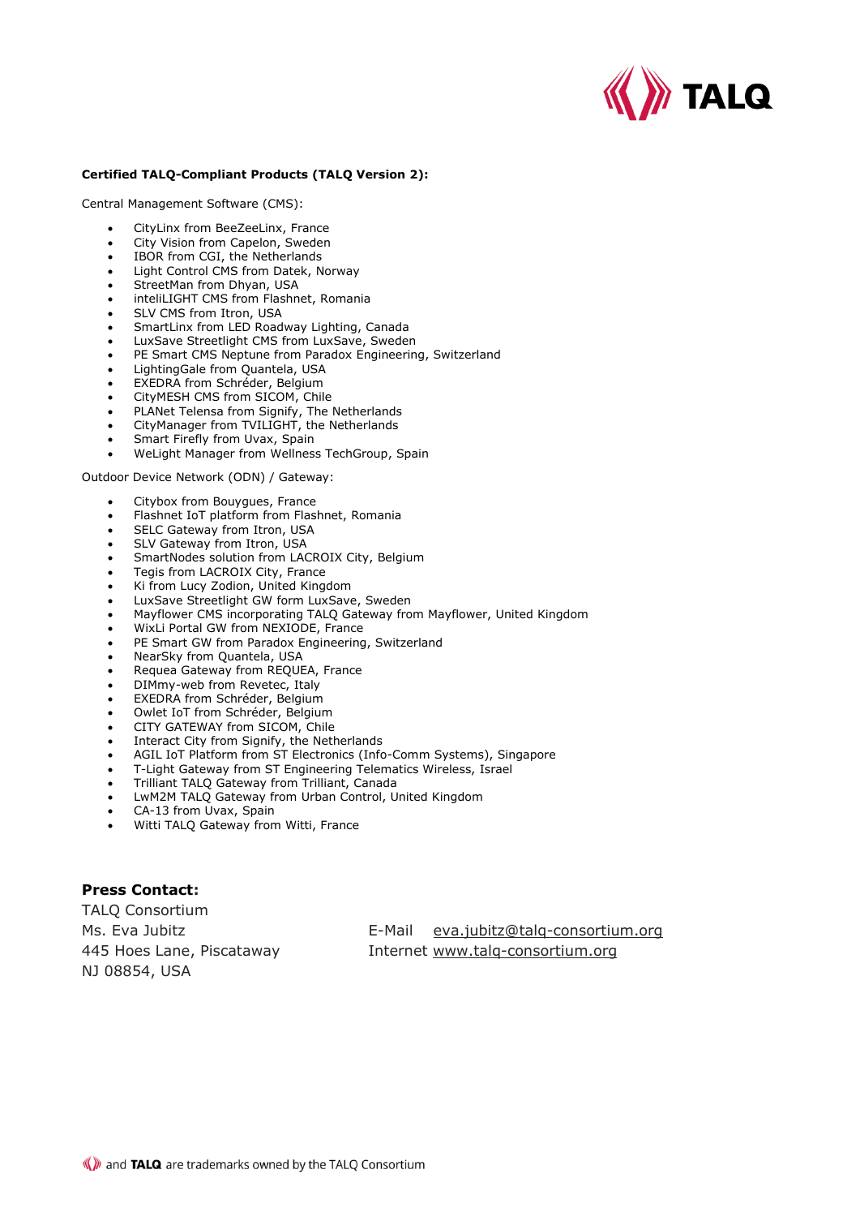**Certified TALQ-Compliant Products (TALQ Version 2):**

Central Management Software (CMS):

- CityLinx from BeeZeeLinx, France
- City Vision from Capelon, Sweden
- IBOR from CGI, the Netherlands
- Light Control CMS from Datek, Norway
- StreetMan from Dhyan, USA
- inteliLIGHT CMS from Flashnet, Romania
- SLV CMS from Itron, USA
- SmartLinx from LED Roadway Lighting, Canada
- LuxSave Streetlight CMS from LuxSave, Sweden
- PE Smart CMS Neptune from Paradox Engineering, Switzerland
- LightingGale from Quantela, USA
- EXEDRA from Schréder, Belgium
- CityMESH CMS from SICOM, Chile
- PLANet Telensa from Signify, The Netherlands
- CityManager from TVILIGHT, the Netherlands
- Smart Firefly from Uvax, Spain
- WeLight Manager from Wellness TechGroup, Spain

Outdoor Device Network (ODN) / Gateway:

- Citybox from Bouygues, France
- Flashnet IoT platform from Flashnet, Romania
- SELC Gateway from Itron, USA
- SLV Gateway from Itron, USA
- SmartNodes solution from LACROIX City, Belgium
- Tegis from LACROIX City, France
- Ki from Lucy Zodion, United Kingdom
- LuxSave Streetlight GW form LuxSave, Sweden
- Mayflower CMS incorporating TALQ Gateway from Mayflower, United Kingdom
- WixLi Portal GW from NEXIODE, France
- PE Smart GW from Paradox Engineering, Switzerland
- NearSky from Quantela, USA
- Requea Gateway from REQUEA, France
- DIMmy-web from Revetec, Italy
- EXEDRA from Schréder, Belgium
- Owlet IoT from Schréder, Belgium
- CITY GATEWAY from SICOM, Chile
- Interact City from Signify, the Netherlands
- AGIL IoT Platform from ST Electronics (Info-Comm Systems), Singapore
- T-Light Gateway from ST Engineering Telematics Wireless, Israel
- Trilliant TALQ Gateway from Trilliant, Canada
- LwM2M TALQ Gateway from Urban Control, United Kingdom
- CA-13 from Uvax, Spain
- Witti TALQ Gateway from Witti, France

**Press Contact:**

TALQ Consortium
Ms. Eva Jubitz
445 Hoes Lane, Piscataway
NJ 08854, USA

E-Mail eva.jubitz@talq-consortium.org
Internet www.talq-consortium.org

and **TALQ** are trademarks owned by the TALQ Consortium